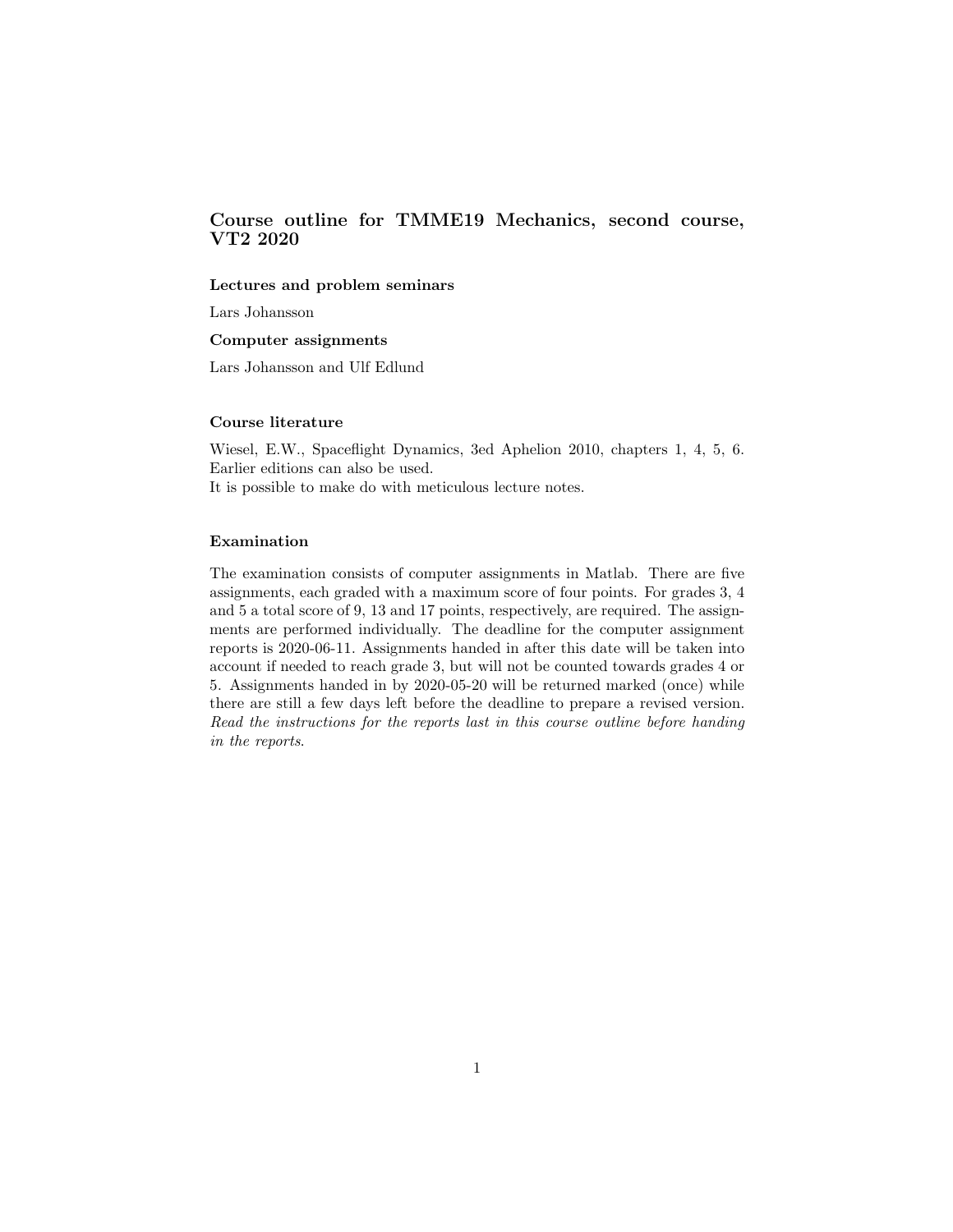# Course outline for TMME19 Mechanics, second course, VT2 2020

### Lectures and problem seminars

Lars Johansson

### Computer assignments

Lars Johansson and Ulf Edlund

### Course literature

Wiesel, E.W., Spaceflight Dynamics, 3ed Aphelion 2010, chapters 1, 4, 5, 6. Earlier editions can also be used.
It is possible to make do with meticulous lecture notes.

### Examination

The examination consists of computer assignments in Matlab. There are five assignments, each graded with a maximum score of four points. For grades 3, 4 and 5 a total score of 9, 13 and 17 points, respectively, are required. The assignments are performed individually. The deadline for the computer assignment reports is 2020-06-11. Assignments handed in after this date will be taken into account if needed to reach grade 3, but will not be counted towards grades 4 or 5. Assignments handed in by 2020-05-20 will be returned marked (once) while there are still a few days left before the deadline to prepare a revised version. *Read the instructions for the reports last in this course outline before handing in the reports.*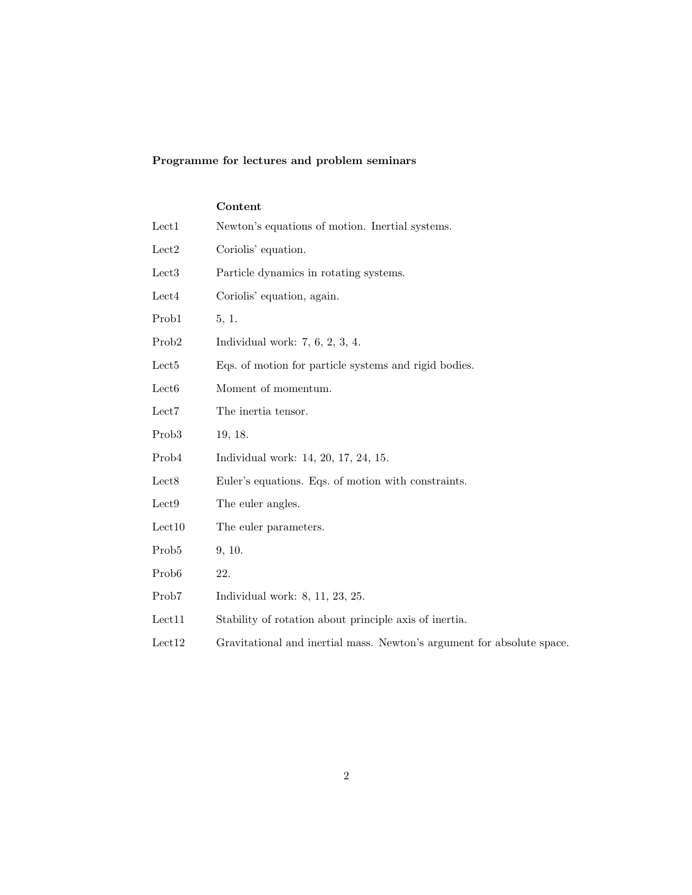**Programme for lectures and problem seminars**

| | **Content** |
|---|---|
| Lect1 | Newton's equations of motion. Inertial systems. |
| Lect2 | Coriolis' equation. |
| Lect3 | Particle dynamics in rotating systems. |
| Lect4 | Coriolis' equation, again. |
| Prob1 | 5, 1. |
| Prob2 | Individual work: 7, 6, 2, 3, 4. |
| Lect5 | Eqs. of motion for particle systems and rigid bodies. |
| Lect6 | Moment of momentum. |
| Lect7 | The inertia tensor. |
| Prob3 | 19, 18. |
| Prob4 | Individual work: 14, 20, 17, 24, 15. |
| Lect8 | Euler's equations. Eqs. of motion with constraints. |
| Lect9 | The euler angles. |
| Lect10 | The euler parameters. |
| Prob5 | 9, 10. |
| Prob6 | 22. |
| Prob7 | Individual work: 8, 11, 23, 25. |
| Lect11 | Stability of rotation about principle axis of inertia. |
| Lect12 | Gravitational and inertial mass. Newton's argument for absolute space. |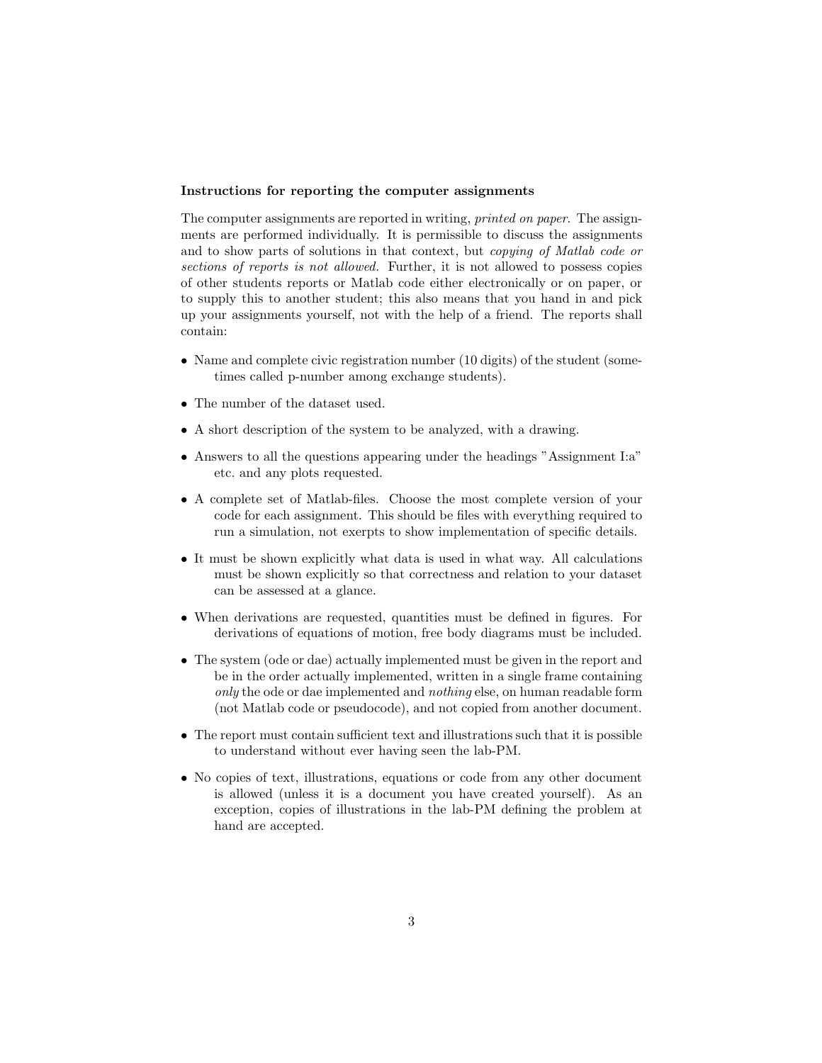**Instructions for reporting the computer assignments**

The computer assignments are reported in writing, *printed on paper*. The assignments are performed individually. It is permissible to discuss the assignments and to show parts of solutions in that context, but *copying of Matlab code or sections of reports is not allowed*. Further, it is not allowed to possess copies of other students reports or Matlab code either electronically or on paper, or to supply this to another student; this also means that you hand in and pick up your assignments yourself, not with the help of a friend. The reports shall contain:

- Name and complete civic registration number (10 digits) of the student (sometimes called p-number among exchange students).
- The number of the dataset used.
- A short description of the system to be analyzed, with a drawing.
- Answers to all the questions appearing under the headings "Assignment I:a" etc. and any plots requested.
- A complete set of Matlab-files. Choose the most complete version of your code for each assignment. This should be files with everything required to run a simulation, not exerpts to show implementation of specific details.
- It must be shown explicitly what data is used in what way. All calculations must be shown explicitly so that correctness and relation to your dataset can be assessed at a glance.
- When derivations are requested, quantities must be defined in figures. For derivations of equations of motion, free body diagrams must be included.
- The system (ode or dae) actually implemented must be given in the report and be in the order actually implemented, written in a single frame containing *only* the ode or dae implemented and *nothing* else, on human readable form (not Matlab code or pseudocode), and not copied from another document.
- The report must contain sufficient text and illustrations such that it is possible to understand without ever having seen the lab-PM.
- No copies of text, illustrations, equations or code from any other document is allowed (unless it is a document you have created yourself). As an exception, copies of illustrations in the lab-PM defining the problem at hand are accepted.